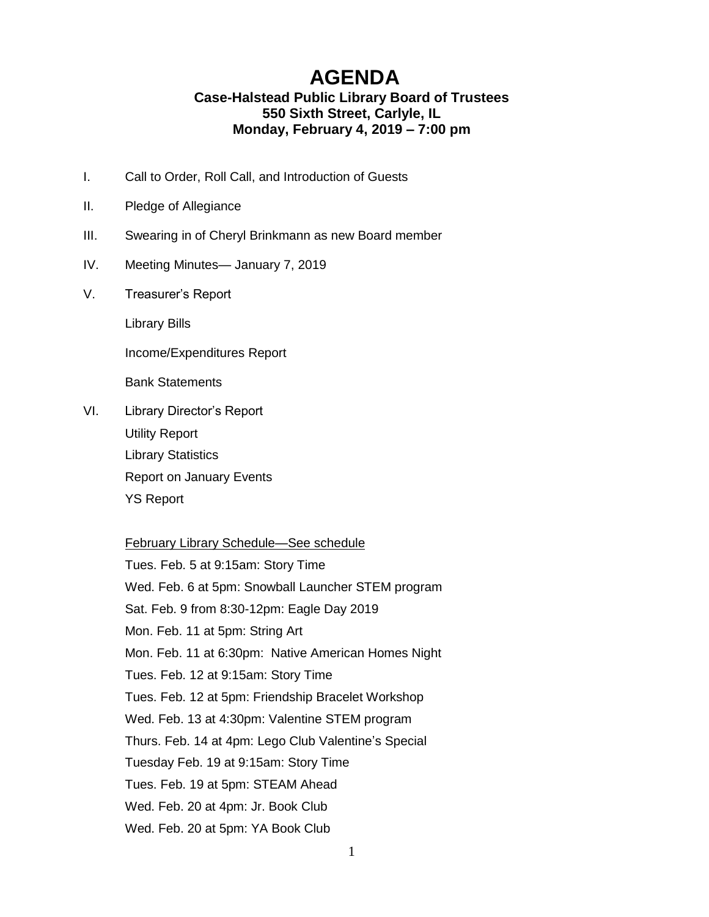# AGENDA

**Case-Halstead Public Library Board of Trustees**
**550 Sixth Street, Carlyle, IL**
**Monday, February 4, 2019 – 7:00 pm**

I. Call to Order, Roll Call, and Introduction of Guests

II. Pledge of Allegiance

III. Swearing in of Cheryl Brinkmann as new Board member

IV. Meeting Minutes— January 7, 2019

V. Treasurer's Report

Library Bills

Income/Expenditures Report

Bank Statements

VI. Library Director's Report

Utility Report
Library Statistics
Report on January Events
YS Report

<u>February Library Schedule—See schedule</u>
Tues. Feb. 5 at 9:15am: Story Time
Wed. Feb. 6 at 5pm: Snowball Launcher STEM program
Sat. Feb. 9 from 8:30-12pm: Eagle Day 2019
Mon. Feb. 11 at 5pm: String Art
Mon. Feb. 11 at 6:30pm: Native American Homes Night
Tues. Feb. 12 at 9:15am: Story Time
Tues. Feb. 12 at 5pm: Friendship Bracelet Workshop
Wed. Feb. 13 at 4:30pm: Valentine STEM program
Thurs. Feb. 14 at 4pm: Lego Club Valentine's Special
Tuesday Feb. 19 at 9:15am: Story Time
Tues. Feb. 19 at 5pm: STEAM Ahead
Wed. Feb. 20 at 4pm: Jr. Book Club
Wed. Feb. 20 at 5pm: YA Book Club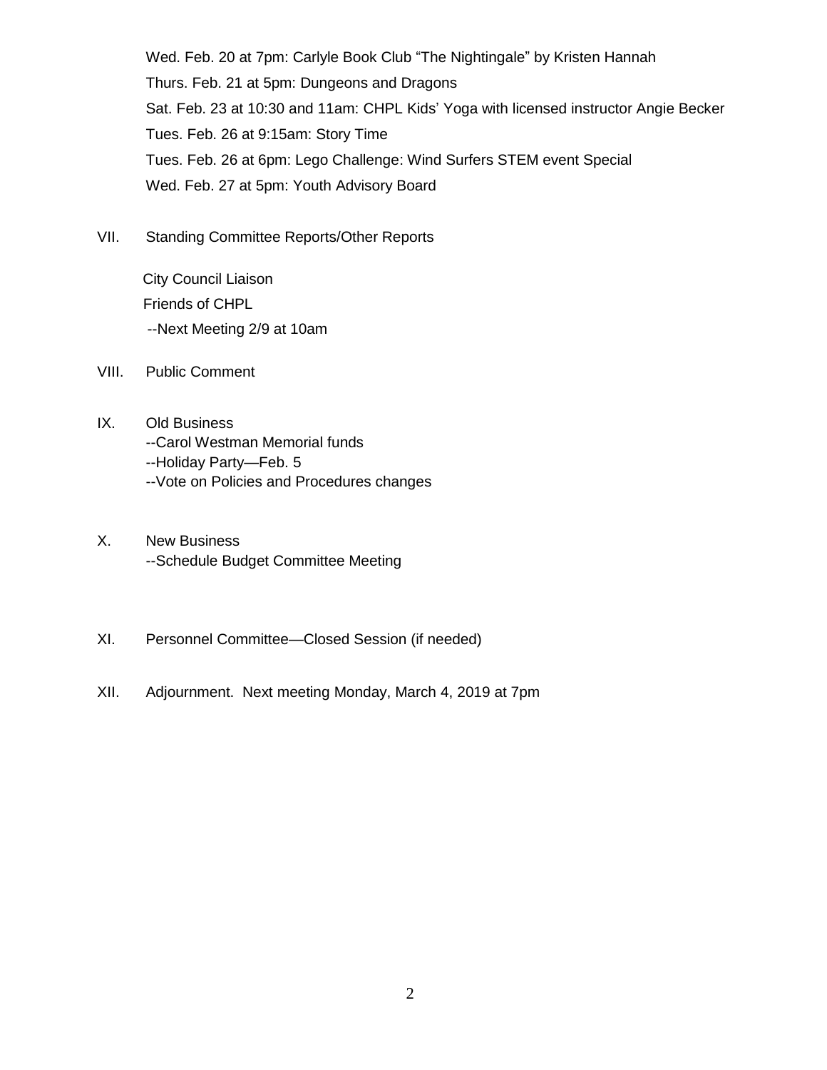Wed. Feb. 20 at 7pm: Carlyle Book Club "The Nightingale" by Kristen Hannah
Thurs. Feb. 21 at 5pm: Dungeons and Dragons
Sat. Feb. 23 at 10:30 and 11am: CHPL Kids' Yoga with licensed instructor Angie Becker
Tues. Feb. 26 at 9:15am: Story Time
Tues. Feb. 26 at 6pm: Lego Challenge: Wind Surfers STEM event Special
Wed. Feb. 27 at 5pm: Youth Advisory Board

VII. Standing Committee Reports/Other Reports

City Council Liaison
Friends of CHPL
--Next Meeting 2/9 at 10am

VIII. Public Comment

IX. Old Business
--Carol Westman Memorial funds
--Holiday Party—Feb. 5
--Vote on Policies and Procedures changes

X. New Business
--Schedule Budget Committee Meeting

XI. Personnel Committee—Closed Session (if needed)

XII. Adjournment. Next meeting Monday, March 4, 2019 at 7pm